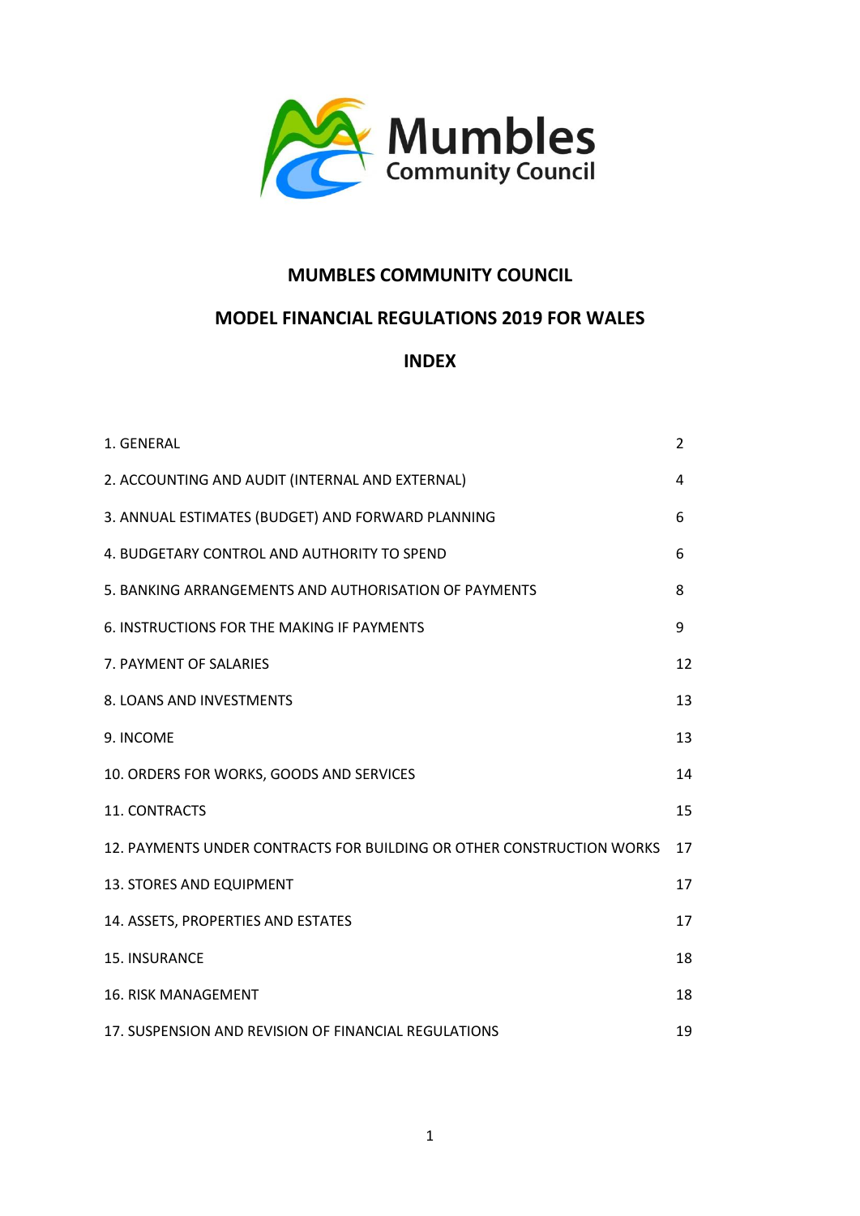Mumbles Community Council

# MUMBLES COMMUNITY COUNCIL

## MODEL FINANCIAL REGULATIONS 2019 FOR WALES

## INDEX

| | |
|---|---|
| 1. GENERAL | 2 |
| 2. ACCOUNTING AND AUDIT (INTERNAL AND EXTERNAL) | 4 |
| 3. ANNUAL ESTIMATES (BUDGET) AND FORWARD PLANNING | 6 |
| 4. BUDGETARY CONTROL AND AUTHORITY TO SPEND | 6 |
| 5. BANKING ARRANGEMENTS AND AUTHORISATION OF PAYMENTS | 8 |
| 6. INSTRUCTIONS FOR THE MAKING IF PAYMENTS | 9 |
| 7. PAYMENT OF SALARIES | 12 |
| 8. LOANS AND INVESTMENTS | 13 |
| 9. INCOME | 13 |
| 10. ORDERS FOR WORKS, GOODS AND SERVICES | 14 |
| 11. CONTRACTS | 15 |
| 12. PAYMENTS UNDER CONTRACTS FOR BUILDING OR OTHER CONSTRUCTION WORKS | 17 |
| 13. STORES AND EQUIPMENT | 17 |
| 14. ASSETS, PROPERTIES AND ESTATES | 17 |
| 15. INSURANCE | 18 |
| 16. RISK MANAGEMENT | 18 |
| 17. SUSPENSION AND REVISION OF FINANCIAL REGULATIONS | 19 |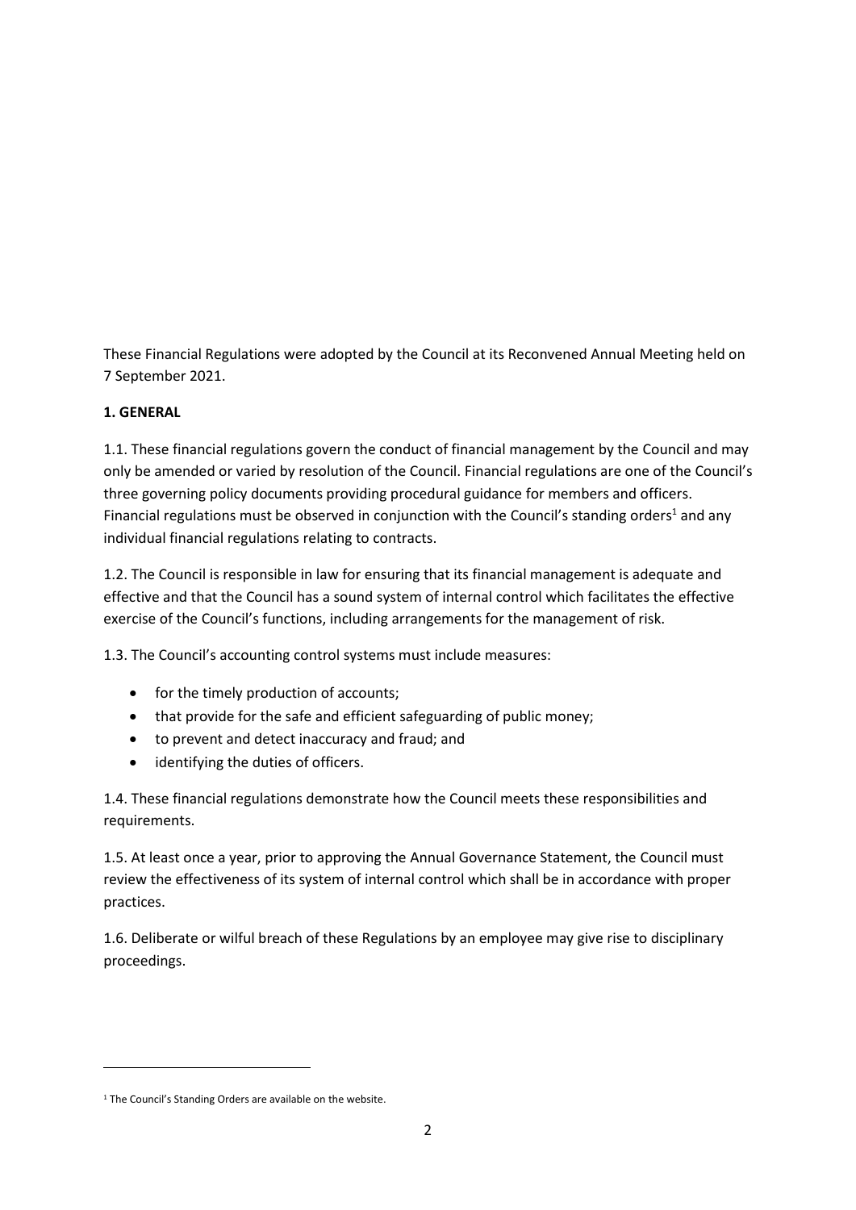These Financial Regulations were adopted by the Council at its Reconvened Annual Meeting held on 7 September 2021.

**1. GENERAL**

1.1. These financial regulations govern the conduct of financial management by the Council and may only be amended or varied by resolution of the Council. Financial regulations are one of the Council's three governing policy documents providing procedural guidance for members and officers. Financial regulations must be observed in conjunction with the Council's standing orders[1] and any individual financial regulations relating to contracts.

1.2. The Council is responsible in law for ensuring that its financial management is adequate and effective and that the Council has a sound system of internal control which facilitates the effective exercise of the Council's functions, including arrangements for the management of risk.

1.3. The Council's accounting control systems must include measures:

- for the timely production of accounts;
- that provide for the safe and efficient safeguarding of public money;
- to prevent and detect inaccuracy and fraud; and
- identifying the duties of officers.

1.4. These financial regulations demonstrate how the Council meets these responsibilities and requirements.

1.5. At least once a year, prior to approving the Annual Governance Statement, the Council must review the effectiveness of its system of internal control which shall be in accordance with proper practices.

1.6. Deliberate or wilful breach of these Regulations by an employee may give rise to disciplinary proceedings.

[1] The Council's Standing Orders are available on the website.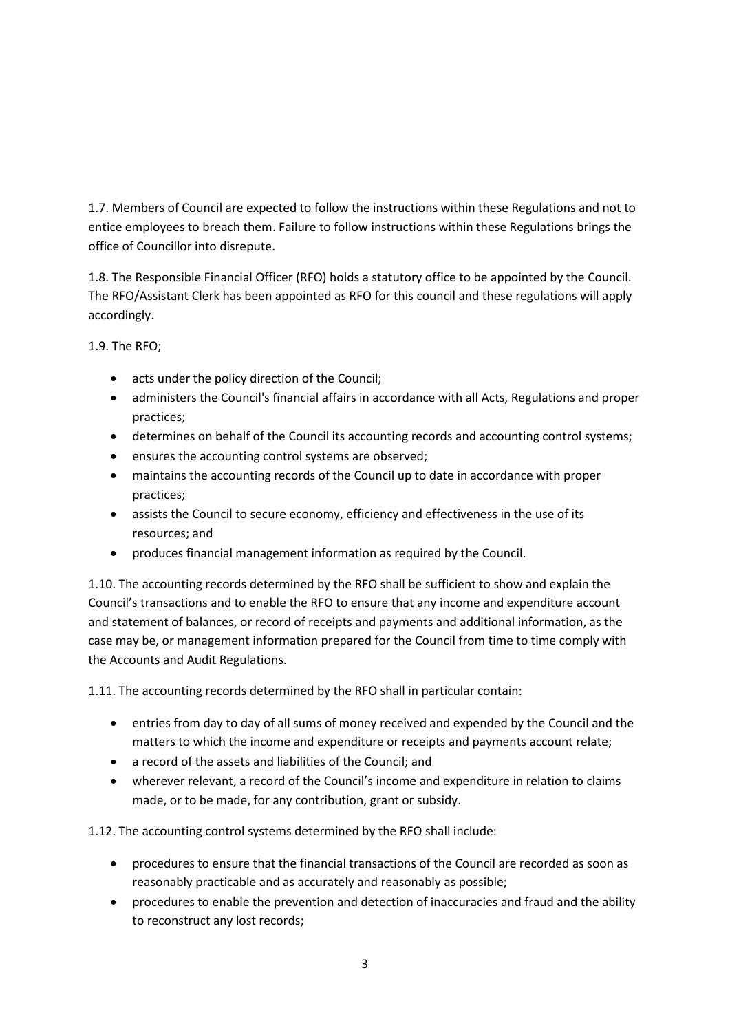1.7. Members of Council are expected to follow the instructions within these Regulations and not to entice employees to breach them. Failure to follow instructions within these Regulations brings the office of Councillor into disrepute.

1.8. The Responsible Financial Officer (RFO) holds a statutory office to be appointed by the Council. The RFO/Assistant Clerk has been appointed as RFO for this council and these regulations will apply accordingly.

1.9. The RFO;

- acts under the policy direction of the Council;
- administers the Council's financial affairs in accordance with all Acts, Regulations and proper practices;
- determines on behalf of the Council its accounting records and accounting control systems;
- ensures the accounting control systems are observed;
- maintains the accounting records of the Council up to date in accordance with proper practices;
- assists the Council to secure economy, efficiency and effectiveness in the use of its resources; and
- produces financial management information as required by the Council.

1.10. The accounting records determined by the RFO shall be sufficient to show and explain the Council's transactions and to enable the RFO to ensure that any income and expenditure account and statement of balances, or record of receipts and payments and additional information, as the case may be, or management information prepared for the Council from time to time comply with the Accounts and Audit Regulations.

1.11. The accounting records determined by the RFO shall in particular contain:

- entries from day to day of all sums of money received and expended by the Council and the matters to which the income and expenditure or receipts and payments account relate;
- a record of the assets and liabilities of the Council; and
- wherever relevant, a record of the Council's income and expenditure in relation to claims made, or to be made, for any contribution, grant or subsidy.

1.12. The accounting control systems determined by the RFO shall include:

- procedures to ensure that the financial transactions of the Council are recorded as soon as reasonably practicable and as accurately and reasonably as possible;
- procedures to enable the prevention and detection of inaccuracies and fraud and the ability to reconstruct any lost records;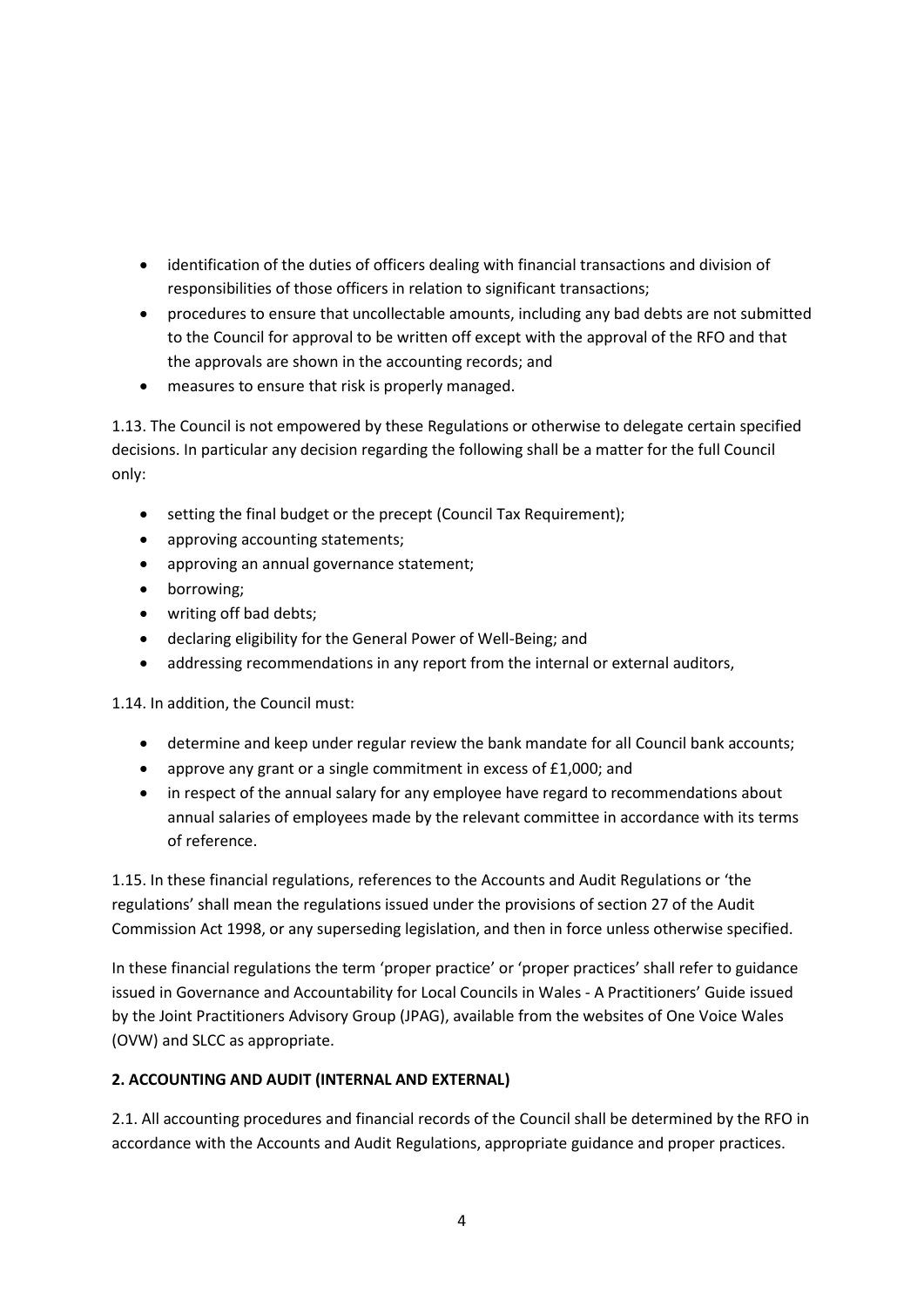- identification of the duties of officers dealing with financial transactions and division of responsibilities of those officers in relation to significant transactions;
- procedures to ensure that uncollectable amounts, including any bad debts are not submitted to the Council for approval to be written off except with the approval of the RFO and that the approvals are shown in the accounting records; and
- measures to ensure that risk is properly managed.

1.13. The Council is not empowered by these Regulations or otherwise to delegate certain specified decisions. In particular any decision regarding the following shall be a matter for the full Council only:

- setting the final budget or the precept (Council Tax Requirement);
- approving accounting statements;
- approving an annual governance statement;
- borrowing;
- writing off bad debts;
- declaring eligibility for the General Power of Well-Being; and
- addressing recommendations in any report from the internal or external auditors,

1.14. In addition, the Council must:

- determine and keep under regular review the bank mandate for all Council bank accounts;
- approve any grant or a single commitment in excess of £1,000; and
- in respect of the annual salary for any employee have regard to recommendations about annual salaries of employees made by the relevant committee in accordance with its terms of reference.

1.15. In these financial regulations, references to the Accounts and Audit Regulations or 'the regulations' shall mean the regulations issued under the provisions of section 27 of the Audit Commission Act 1998, or any superseding legislation, and then in force unless otherwise specified.

In these financial regulations the term 'proper practice' or 'proper practices' shall refer to guidance issued in Governance and Accountability for Local Councils in Wales - A Practitioners' Guide issued by the Joint Practitioners Advisory Group (JPAG), available from the websites of One Voice Wales (OVW) and SLCC as appropriate.

**2. ACCOUNTING AND AUDIT (INTERNAL AND EXTERNAL)**

2.1. All accounting procedures and financial records of the Council shall be determined by the RFO in accordance with the Accounts and Audit Regulations, appropriate guidance and proper practices.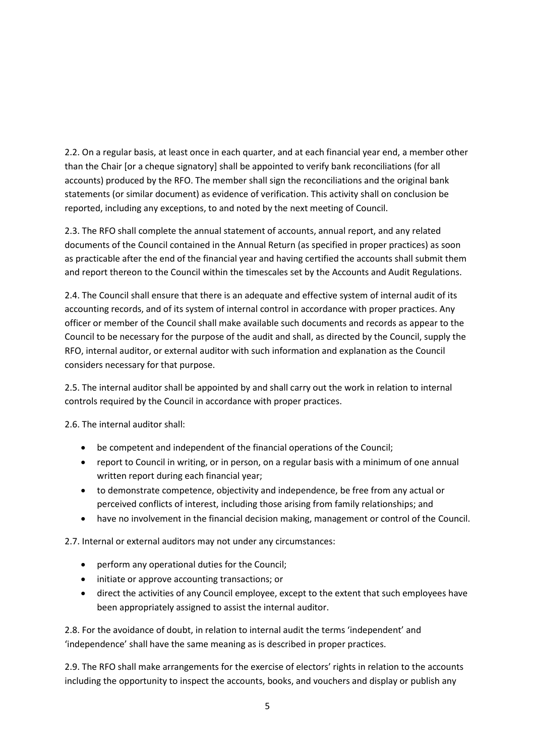2.2. On a regular basis, at least once in each quarter, and at each financial year end, a member other than the Chair [or a cheque signatory] shall be appointed to verify bank reconciliations (for all accounts) produced by the RFO. The member shall sign the reconciliations and the original bank statements (or similar document) as evidence of verification. This activity shall on conclusion be reported, including any exceptions, to and noted by the next meeting of Council.

2.3. The RFO shall complete the annual statement of accounts, annual report, and any related documents of the Council contained in the Annual Return (as specified in proper practices) as soon as practicable after the end of the financial year and having certified the accounts shall submit them and report thereon to the Council within the timescales set by the Accounts and Audit Regulations.

2.4. The Council shall ensure that there is an adequate and effective system of internal audit of its accounting records, and of its system of internal control in accordance with proper practices. Any officer or member of the Council shall make available such documents and records as appear to the Council to be necessary for the purpose of the audit and shall, as directed by the Council, supply the RFO, internal auditor, or external auditor with such information and explanation as the Council considers necessary for that purpose.

2.5. The internal auditor shall be appointed by and shall carry out the work in relation to internal controls required by the Council in accordance with proper practices.

2.6. The internal auditor shall:

- be competent and independent of the financial operations of the Council;
- report to Council in writing, or in person, on a regular basis with a minimum of one annual written report during each financial year;
- to demonstrate competence, objectivity and independence, be free from any actual or perceived conflicts of interest, including those arising from family relationships; and
- have no involvement in the financial decision making, management or control of the Council.

2.7. Internal or external auditors may not under any circumstances:

- perform any operational duties for the Council;
- initiate or approve accounting transactions; or
- direct the activities of any Council employee, except to the extent that such employees have been appropriately assigned to assist the internal auditor.

2.8. For the avoidance of doubt, in relation to internal audit the terms 'independent' and 'independence' shall have the same meaning as is described in proper practices.

2.9. The RFO shall make arrangements for the exercise of electors' rights in relation to the accounts including the opportunity to inspect the accounts, books, and vouchers and display or publish any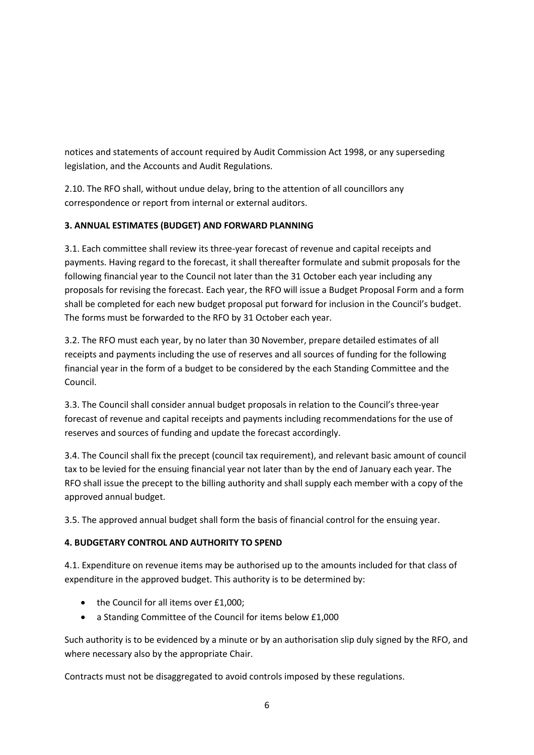notices and statements of account required by Audit Commission Act 1998, or any superseding legislation, and the Accounts and Audit Regulations.

2.10. The RFO shall, without undue delay, bring to the attention of all councillors any correspondence or report from internal or external auditors.

**3. ANNUAL ESTIMATES (BUDGET) AND FORWARD PLANNING**

3.1. Each committee shall review its three-year forecast of revenue and capital receipts and payments. Having regard to the forecast, it shall thereafter formulate and submit proposals for the following financial year to the Council not later than the 31 October each year including any proposals for revising the forecast. Each year, the RFO will issue a Budget Proposal Form and a form shall be completed for each new budget proposal put forward for inclusion in the Council's budget. The forms must be forwarded to the RFO by 31 October each year.

3.2. The RFO must each year, by no later than 30 November, prepare detailed estimates of all receipts and payments including the use of reserves and all sources of funding for the following financial year in the form of a budget to be considered by the each Standing Committee and the Council.

3.3. The Council shall consider annual budget proposals in relation to the Council's three-year forecast of revenue and capital receipts and payments including recommendations for the use of reserves and sources of funding and update the forecast accordingly.

3.4. The Council shall fix the precept (council tax requirement), and relevant basic amount of council tax to be levied for the ensuing financial year not later than by the end of January each year. The RFO shall issue the precept to the billing authority and shall supply each member with a copy of the approved annual budget.

3.5. The approved annual budget shall form the basis of financial control for the ensuing year.

**4. BUDGETARY CONTROL AND AUTHORITY TO SPEND**

4.1. Expenditure on revenue items may be authorised up to the amounts included for that class of expenditure in the approved budget. This authority is to be determined by:

- the Council for all items over £1,000;
- a Standing Committee of the Council for items below £1,000

Such authority is to be evidenced by a minute or by an authorisation slip duly signed by the RFO, and where necessary also by the appropriate Chair.

Contracts must not be disaggregated to avoid controls imposed by these regulations.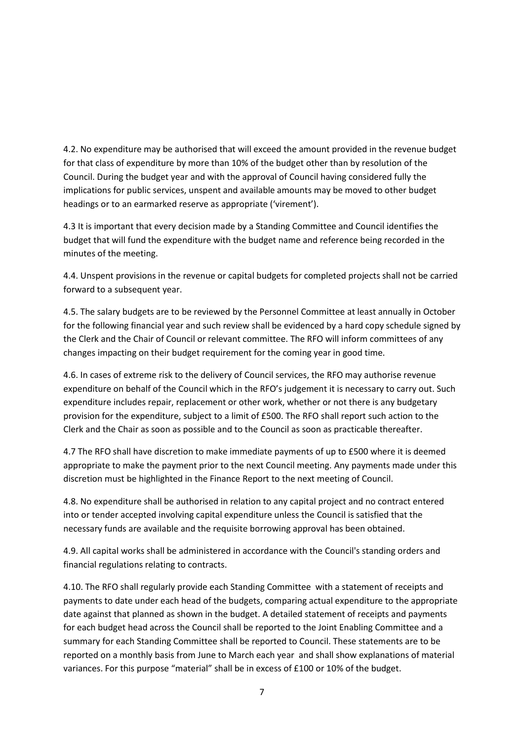4.2. No expenditure may be authorised that will exceed the amount provided in the revenue budget for that class of expenditure by more than 10% of the budget other than by resolution of the Council. During the budget year and with the approval of Council having considered fully the implications for public services, unspent and available amounts may be moved to other budget headings or to an earmarked reserve as appropriate ('virement').

4.3 It is important that every decision made by a Standing Committee and Council identifies the budget that will fund the expenditure with the budget name and reference being recorded in the minutes of the meeting.

4.4. Unspent provisions in the revenue or capital budgets for completed projects shall not be carried forward to a subsequent year.

4.5. The salary budgets are to be reviewed by the Personnel Committee at least annually in October for the following financial year and such review shall be evidenced by a hard copy schedule signed by the Clerk and the Chair of Council or relevant committee. The RFO will inform committees of any changes impacting on their budget requirement for the coming year in good time.

4.6. In cases of extreme risk to the delivery of Council services, the RFO may authorise revenue expenditure on behalf of the Council which in the RFO's judgement it is necessary to carry out. Such expenditure includes repair, replacement or other work, whether or not there is any budgetary provision for the expenditure, subject to a limit of £500. The RFO shall report such action to the Clerk and the Chair as soon as possible and to the Council as soon as practicable thereafter.

4.7 The RFO shall have discretion to make immediate payments of up to £500 where it is deemed appropriate to make the payment prior to the next Council meeting. Any payments made under this discretion must be highlighted in the Finance Report to the next meeting of Council.

4.8. No expenditure shall be authorised in relation to any capital project and no contract entered into or tender accepted involving capital expenditure unless the Council is satisfied that the necessary funds are available and the requisite borrowing approval has been obtained.

4.9. All capital works shall be administered in accordance with the Council's standing orders and financial regulations relating to contracts.

4.10. The RFO shall regularly provide each Standing Committee with a statement of receipts and payments to date under each head of the budgets, comparing actual expenditure to the appropriate date against that planned as shown in the budget. A detailed statement of receipts and payments for each budget head across the Council shall be reported to the Joint Enabling Committee and a summary for each Standing Committee shall be reported to Council. These statements are to be reported on a monthly basis from June to March each year and shall show explanations of material variances. For this purpose "material" shall be in excess of £100 or 10% of the budget.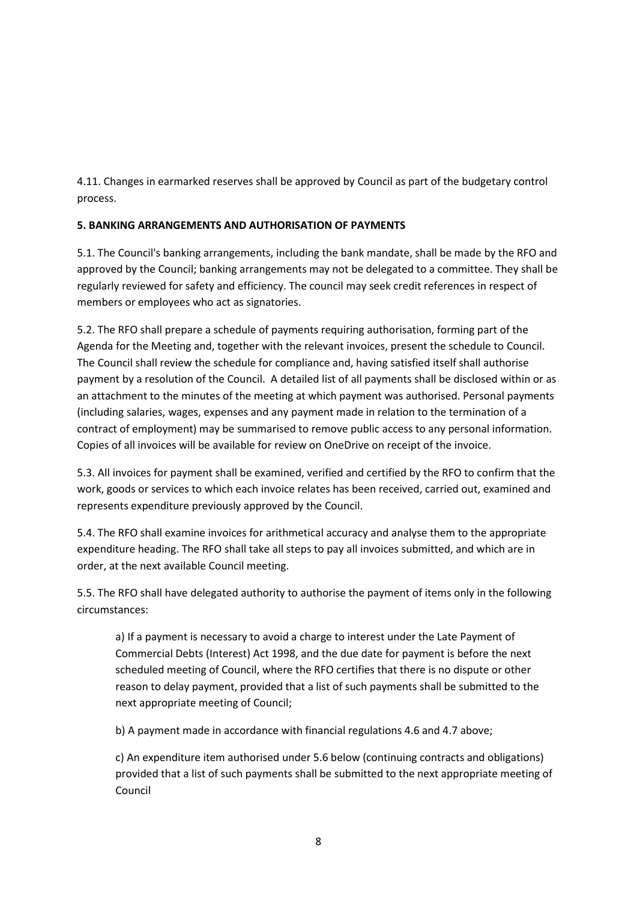4.11. Changes in earmarked reserves shall be approved by Council as part of the budgetary control process.

**5. BANKING ARRANGEMENTS AND AUTHORISATION OF PAYMENTS**

5.1. The Council's banking arrangements, including the bank mandate, shall be made by the RFO and approved by the Council; banking arrangements may not be delegated to a committee. They shall be regularly reviewed for safety and efficiency. The council may seek credit references in respect of members or employees who act as signatories.

5.2. The RFO shall prepare a schedule of payments requiring authorisation, forming part of the Agenda for the Meeting and, together with the relevant invoices, present the schedule to Council. The Council shall review the schedule for compliance and, having satisfied itself shall authorise payment by a resolution of the Council. A detailed list of all payments shall be disclosed within or as an attachment to the minutes of the meeting at which payment was authorised. Personal payments (including salaries, wages, expenses and any payment made in relation to the termination of a contract of employment) may be summarised to remove public access to any personal information. Copies of all invoices will be available for review on OneDrive on receipt of the invoice.

5.3. All invoices for payment shall be examined, verified and certified by the RFO to confirm that the work, goods or services to which each invoice relates has been received, carried out, examined and represents expenditure previously approved by the Council.

5.4. The RFO shall examine invoices for arithmetical accuracy and analyse them to the appropriate expenditure heading. The RFO shall take all steps to pay all invoices submitted, and which are in order, at the next available Council meeting.

5.5. The RFO shall have delegated authority to authorise the payment of items only in the following circumstances:

a) If a payment is necessary to avoid a charge to interest under the Late Payment of Commercial Debts (Interest) Act 1998, and the due date for payment is before the next scheduled meeting of Council, where the RFO certifies that there is no dispute or other reason to delay payment, provided that a list of such payments shall be submitted to the next appropriate meeting of Council;

b) A payment made in accordance with financial regulations 4.6 and 4.7 above;

c) An expenditure item authorised under 5.6 below (continuing contracts and obligations) provided that a list of such payments shall be submitted to the next appropriate meeting of Council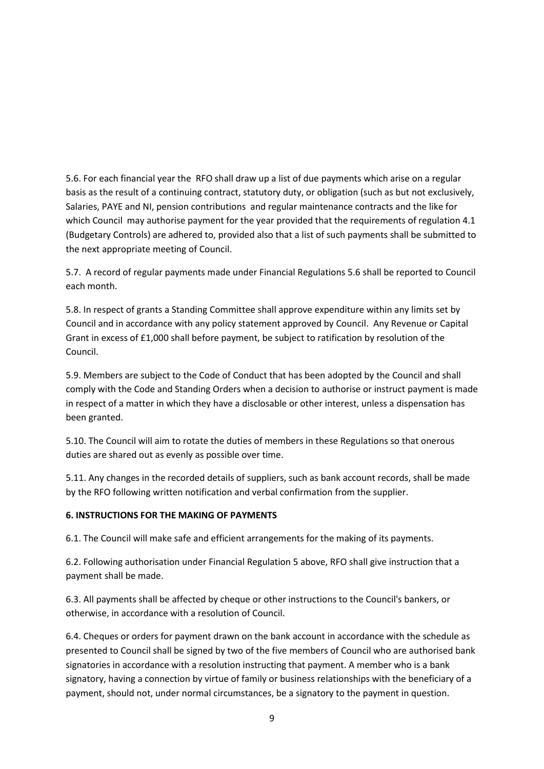5.6. For each financial year the RFO shall draw up a list of due payments which arise on a regular basis as the result of a continuing contract, statutory duty, or obligation (such as but not exclusively, Salaries, PAYE and NI, pension contributions and regular maintenance contracts and the like for which Council may authorise payment for the year provided that the requirements of regulation 4.1 (Budgetary Controls) are adhered to, provided also that a list of such payments shall be submitted to the next appropriate meeting of Council.

5.7. A record of regular payments made under Financial Regulations 5.6 shall be reported to Council each month.

5.8. In respect of grants a Standing Committee shall approve expenditure within any limits set by Council and in accordance with any policy statement approved by Council. Any Revenue or Capital Grant in excess of £1,000 shall before payment, be subject to ratification by resolution of the Council.

5.9. Members are subject to the Code of Conduct that has been adopted by the Council and shall comply with the Code and Standing Orders when a decision to authorise or instruct payment is made in respect of a matter in which they have a disclosable or other interest, unless a dispensation has been granted.

5.10. The Council will aim to rotate the duties of members in these Regulations so that onerous duties are shared out as evenly as possible over time.

5.11. Any changes in the recorded details of suppliers, such as bank account records, shall be made by the RFO following written notification and verbal confirmation from the supplier.

**6. INSTRUCTIONS FOR THE MAKING OF PAYMENTS**

6.1. The Council will make safe and efficient arrangements for the making of its payments.

6.2. Following authorisation under Financial Regulation 5 above, RFO shall give instruction that a payment shall be made.

6.3. All payments shall be affected by cheque or other instructions to the Council's bankers, or otherwise, in accordance with a resolution of Council.

6.4. Cheques or orders for payment drawn on the bank account in accordance with the schedule as presented to Council shall be signed by two of the five members of Council who are authorised bank signatories in accordance with a resolution instructing that payment. A member who is a bank signatory, having a connection by virtue of family or business relationships with the beneficiary of a payment, should not, under normal circumstances, be a signatory to the payment in question.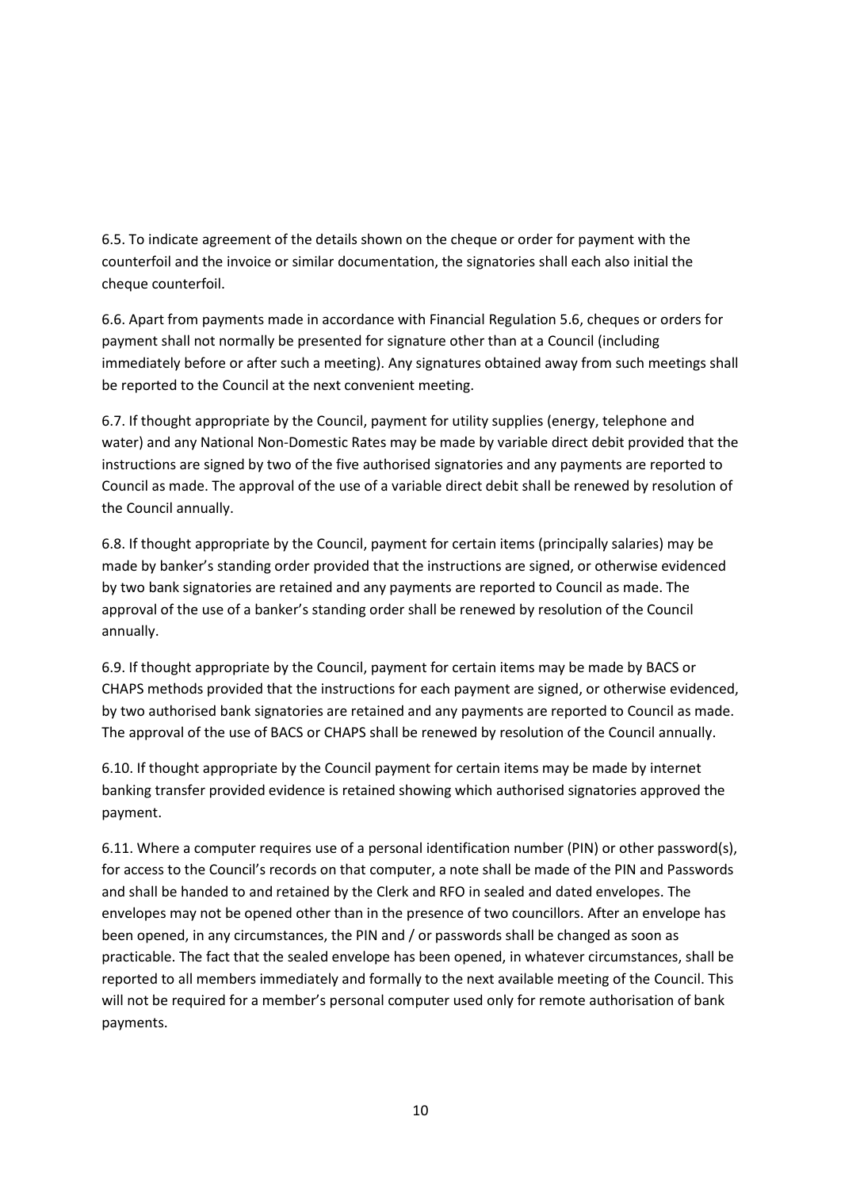6.5. To indicate agreement of the details shown on the cheque or order for payment with the counterfoil and the invoice or similar documentation, the signatories shall each also initial the cheque counterfoil.

6.6. Apart from payments made in accordance with Financial Regulation 5.6, cheques or orders for payment shall not normally be presented for signature other than at a Council (including immediately before or after such a meeting). Any signatures obtained away from such meetings shall be reported to the Council at the next convenient meeting.

6.7. If thought appropriate by the Council, payment for utility supplies (energy, telephone and water) and any National Non-Domestic Rates may be made by variable direct debit provided that the instructions are signed by two of the five authorised signatories and any payments are reported to Council as made. The approval of the use of a variable direct debit shall be renewed by resolution of the Council annually.

6.8. If thought appropriate by the Council, payment for certain items (principally salaries) may be made by banker's standing order provided that the instructions are signed, or otherwise evidenced by two bank signatories are retained and any payments are reported to Council as made. The approval of the use of a banker's standing order shall be renewed by resolution of the Council annually.

6.9. If thought appropriate by the Council, payment for certain items may be made by BACS or CHAPS methods provided that the instructions for each payment are signed, or otherwise evidenced, by two authorised bank signatories are retained and any payments are reported to Council as made. The approval of the use of BACS or CHAPS shall be renewed by resolution of the Council annually.

6.10. If thought appropriate by the Council payment for certain items may be made by internet banking transfer provided evidence is retained showing which authorised signatories approved the payment.

6.11. Where a computer requires use of a personal identification number (PIN) or other password(s), for access to the Council's records on that computer, a note shall be made of the PIN and Passwords and shall be handed to and retained by the Clerk and RFO in sealed and dated envelopes. The envelopes may not be opened other than in the presence of two councillors. After an envelope has been opened, in any circumstances, the PIN and / or passwords shall be changed as soon as practicable. The fact that the sealed envelope has been opened, in whatever circumstances, shall be reported to all members immediately and formally to the next available meeting of the Council. This will not be required for a member's personal computer used only for remote authorisation of bank payments.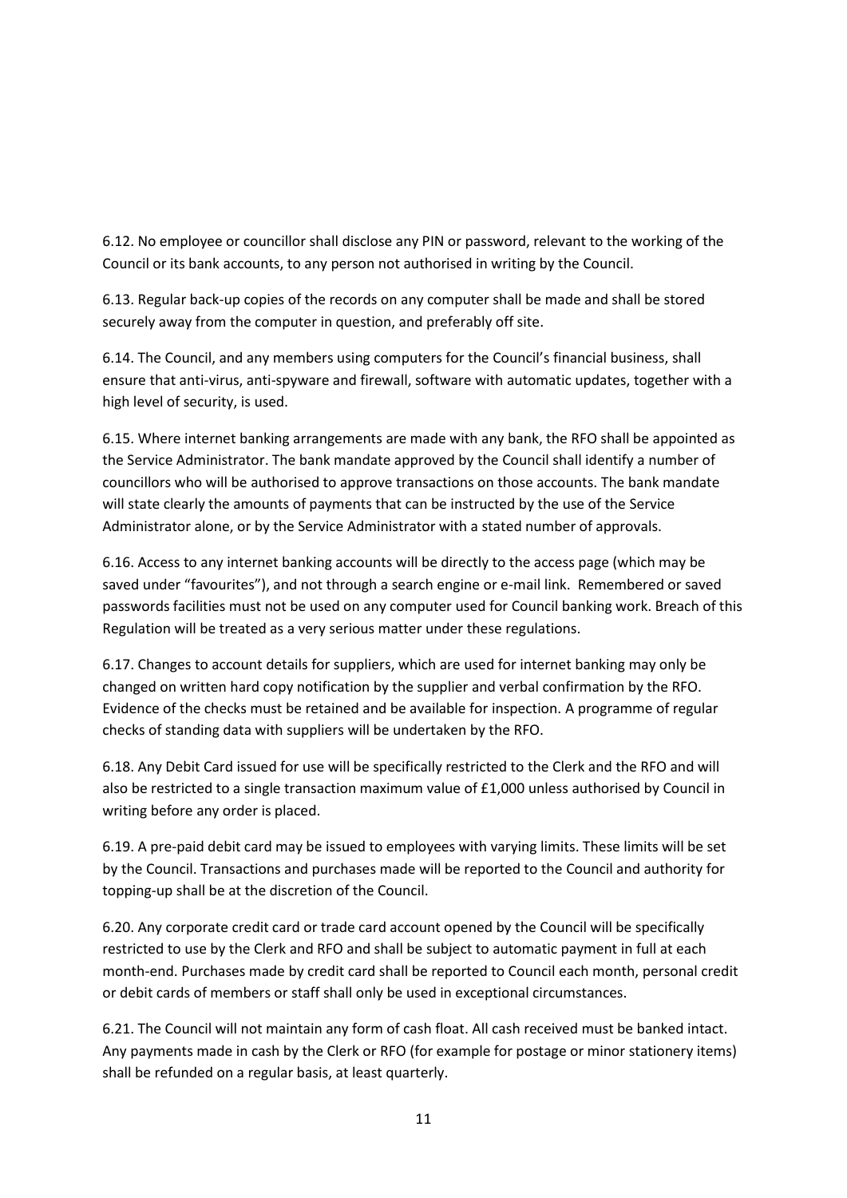6.12. No employee or councillor shall disclose any PIN or password, relevant to the working of the Council or its bank accounts, to any person not authorised in writing by the Council.

6.13. Regular back-up copies of the records on any computer shall be made and shall be stored securely away from the computer in question, and preferably off site.

6.14. The Council, and any members using computers for the Council's financial business, shall ensure that anti-virus, anti-spyware and firewall, software with automatic updates, together with a high level of security, is used.

6.15. Where internet banking arrangements are made with any bank, the RFO shall be appointed as the Service Administrator. The bank mandate approved by the Council shall identify a number of councillors who will be authorised to approve transactions on those accounts. The bank mandate will state clearly the amounts of payments that can be instructed by the use of the Service Administrator alone, or by the Service Administrator with a stated number of approvals.

6.16. Access to any internet banking accounts will be directly to the access page (which may be saved under "favourites"), and not through a search engine or e-mail link. Remembered or saved passwords facilities must not be used on any computer used for Council banking work. Breach of this Regulation will be treated as a very serious matter under these regulations.

6.17. Changes to account details for suppliers, which are used for internet banking may only be changed on written hard copy notification by the supplier and verbal confirmation by the RFO. Evidence of the checks must be retained and be available for inspection. A programme of regular checks of standing data with suppliers will be undertaken by the RFO.

6.18. Any Debit Card issued for use will be specifically restricted to the Clerk and the RFO and will also be restricted to a single transaction maximum value of £1,000 unless authorised by Council in writing before any order is placed.

6.19. A pre-paid debit card may be issued to employees with varying limits. These limits will be set by the Council. Transactions and purchases made will be reported to the Council and authority for topping-up shall be at the discretion of the Council.

6.20. Any corporate credit card or trade card account opened by the Council will be specifically restricted to use by the Clerk and RFO and shall be subject to automatic payment in full at each month-end. Purchases made by credit card shall be reported to Council each month, personal credit or debit cards of members or staff shall only be used in exceptional circumstances.

6.21. The Council will not maintain any form of cash float. All cash received must be banked intact. Any payments made in cash by the Clerk or RFO (for example for postage or minor stationery items) shall be refunded on a regular basis, at least quarterly.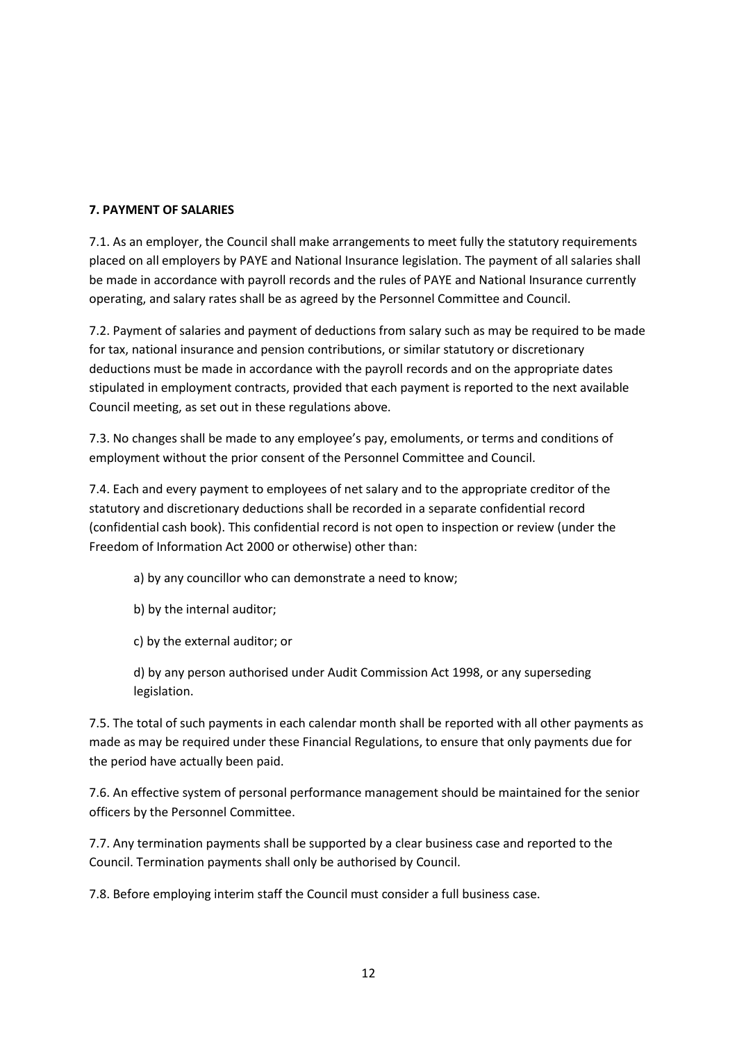**7. PAYMENT OF SALARIES**

7.1. As an employer, the Council shall make arrangements to meet fully the statutory requirements placed on all employers by PAYE and National Insurance legislation. The payment of all salaries shall be made in accordance with payroll records and the rules of PAYE and National Insurance currently operating, and salary rates shall be as agreed by the Personnel Committee and Council.

7.2. Payment of salaries and payment of deductions from salary such as may be required to be made for tax, national insurance and pension contributions, or similar statutory or discretionary deductions must be made in accordance with the payroll records and on the appropriate dates stipulated in employment contracts, provided that each payment is reported to the next available Council meeting, as set out in these regulations above.

7.3. No changes shall be made to any employee's pay, emoluments, or terms and conditions of employment without the prior consent of the Personnel Committee and Council.

7.4. Each and every payment to employees of net salary and to the appropriate creditor of the statutory and discretionary deductions shall be recorded in a separate confidential record (confidential cash book). This confidential record is not open to inspection or review (under the Freedom of Information Act 2000 or otherwise) other than:

a) by any councillor who can demonstrate a need to know;

b) by the internal auditor;

c) by the external auditor; or

d) by any person authorised under Audit Commission Act 1998, or any superseding legislation.

7.5. The total of such payments in each calendar month shall be reported with all other payments as made as may be required under these Financial Regulations, to ensure that only payments due for the period have actually been paid.

7.6. An effective system of personal performance management should be maintained for the senior officers by the Personnel Committee.

7.7. Any termination payments shall be supported by a clear business case and reported to the Council. Termination payments shall only be authorised by Council.

7.8. Before employing interim staff the Council must consider a full business case.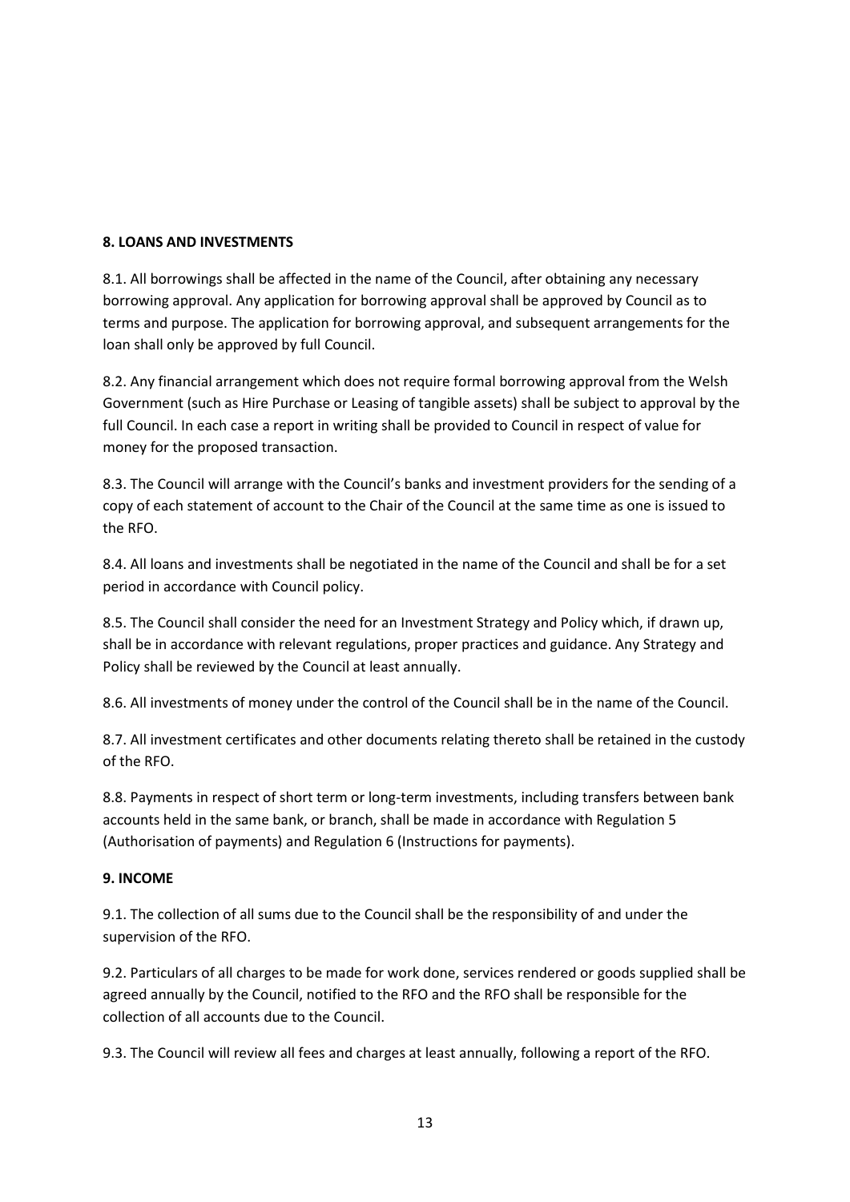**8. LOANS AND INVESTMENTS**

8.1. All borrowings shall be affected in the name of the Council, after obtaining any necessary borrowing approval. Any application for borrowing approval shall be approved by Council as to terms and purpose. The application for borrowing approval, and subsequent arrangements for the loan shall only be approved by full Council.

8.2. Any financial arrangement which does not require formal borrowing approval from the Welsh Government (such as Hire Purchase or Leasing of tangible assets) shall be subject to approval by the full Council. In each case a report in writing shall be provided to Council in respect of value for money for the proposed transaction.

8.3. The Council will arrange with the Council's banks and investment providers for the sending of a copy of each statement of account to the Chair of the Council at the same time as one is issued to the RFO.

8.4. All loans and investments shall be negotiated in the name of the Council and shall be for a set period in accordance with Council policy.

8.5. The Council shall consider the need for an Investment Strategy and Policy which, if drawn up, shall be in accordance with relevant regulations, proper practices and guidance. Any Strategy and Policy shall be reviewed by the Council at least annually.

8.6. All investments of money under the control of the Council shall be in the name of the Council.

8.7. All investment certificates and other documents relating thereto shall be retained in the custody of the RFO.

8.8. Payments in respect of short term or long-term investments, including transfers between bank accounts held in the same bank, or branch, shall be made in accordance with Regulation 5 (Authorisation of payments) and Regulation 6 (Instructions for payments).

**9. INCOME**

9.1. The collection of all sums due to the Council shall be the responsibility of and under the supervision of the RFO.

9.2. Particulars of all charges to be made for work done, services rendered or goods supplied shall be agreed annually by the Council, notified to the RFO and the RFO shall be responsible for the collection of all accounts due to the Council.

9.3. The Council will review all fees and charges at least annually, following a report of the RFO.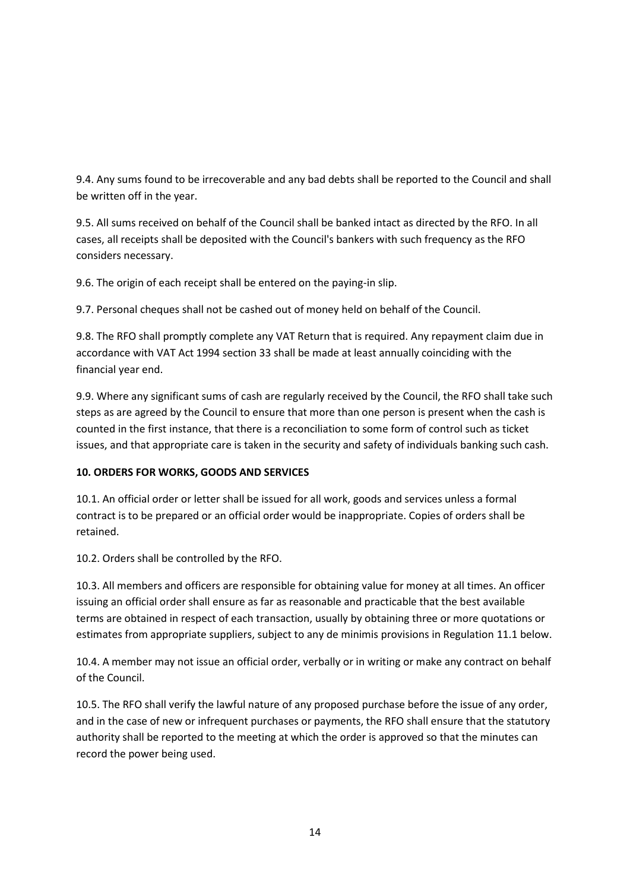9.4. Any sums found to be irrecoverable and any bad debts shall be reported to the Council and shall be written off in the year.

9.5. All sums received on behalf of the Council shall be banked intact as directed by the RFO. In all cases, all receipts shall be deposited with the Council's bankers with such frequency as the RFO considers necessary.

9.6. The origin of each receipt shall be entered on the paying-in slip.

9.7. Personal cheques shall not be cashed out of money held on behalf of the Council.

9.8. The RFO shall promptly complete any VAT Return that is required. Any repayment claim due in accordance with VAT Act 1994 section 33 shall be made at least annually coinciding with the financial year end.

9.9. Where any significant sums of cash are regularly received by the Council, the RFO shall take such steps as are agreed by the Council to ensure that more than one person is present when the cash is counted in the first instance, that there is a reconciliation to some form of control such as ticket issues, and that appropriate care is taken in the security and safety of individuals banking such cash.

**10. ORDERS FOR WORKS, GOODS AND SERVICES**

10.1. An official order or letter shall be issued for all work, goods and services unless a formal contract is to be prepared or an official order would be inappropriate. Copies of orders shall be retained.

10.2. Orders shall be controlled by the RFO.

10.3. All members and officers are responsible for obtaining value for money at all times. An officer issuing an official order shall ensure as far as reasonable and practicable that the best available terms are obtained in respect of each transaction, usually by obtaining three or more quotations or estimates from appropriate suppliers, subject to any de minimis provisions in Regulation 11.1 below.

10.4. A member may not issue an official order, verbally or in writing or make any contract on behalf of the Council.

10.5. The RFO shall verify the lawful nature of any proposed purchase before the issue of any order, and in the case of new or infrequent purchases or payments, the RFO shall ensure that the statutory authority shall be reported to the meeting at which the order is approved so that the minutes can record the power being used.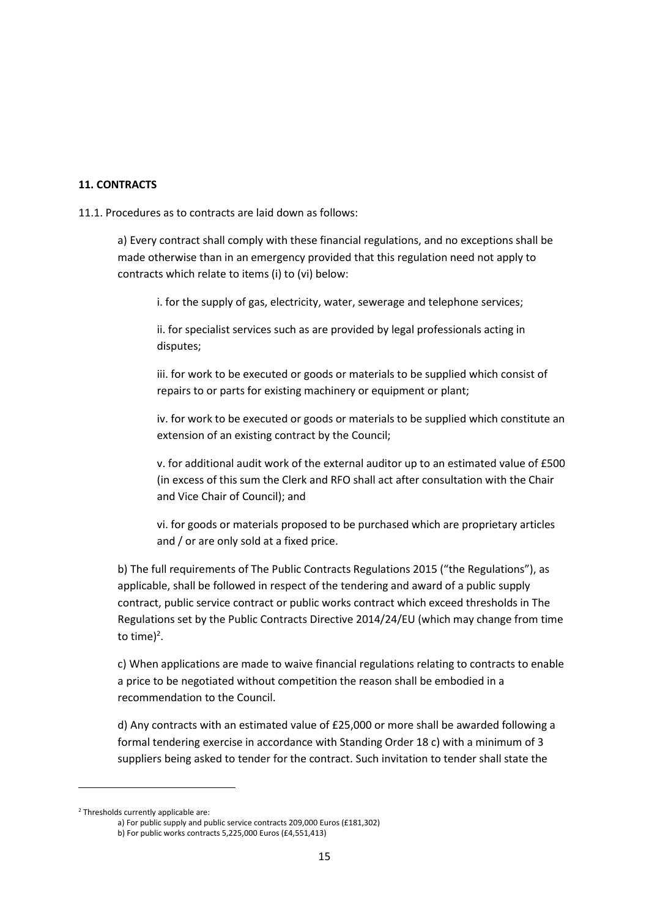## 11. CONTRACTS

11.1. Procedures as to contracts are laid down as follows:

a) Every contract shall comply with these financial regulations, and no exceptions shall be made otherwise than in an emergency provided that this regulation need not apply to contracts which relate to items (i) to (vi) below:

i. for the supply of gas, electricity, water, sewerage and telephone services;

ii. for specialist services such as are provided by legal professionals acting in disputes;

iii. for work to be executed or goods or materials to be supplied which consist of repairs to or parts for existing machinery or equipment or plant;

iv. for work to be executed or goods or materials to be supplied which constitute an extension of an existing contract by the Council;

v. for additional audit work of the external auditor up to an estimated value of £500 (in excess of this sum the Clerk and RFO shall act after consultation with the Chair and Vice Chair of Council); and

vi. for goods or materials proposed to be purchased which are proprietary articles and / or are only sold at a fixed price.

b) The full requirements of The Public Contracts Regulations 2015 ("the Regulations"), as applicable, shall be followed in respect of the tendering and award of a public supply contract, public service contract or public works contract which exceed thresholds in The Regulations set by the Public Contracts Directive 2014/24/EU (which may change from time to time)[2].

c) When applications are made to waive financial regulations relating to contracts to enable a price to be negotiated without competition the reason shall be embodied in a recommendation to the Council.

d) Any contracts with an estimated value of £25,000 or more shall be awarded following a formal tendering exercise in accordance with Standing Order 18 c) with a minimum of 3 suppliers being asked to tender for the contract. Such invitation to tender shall state the

---

[2] Thresholds currently applicable are:

a) For public supply and public service contracts 209,000 Euros (£181,302)

b) For public works contracts 5,225,000 Euros (£4,551,413)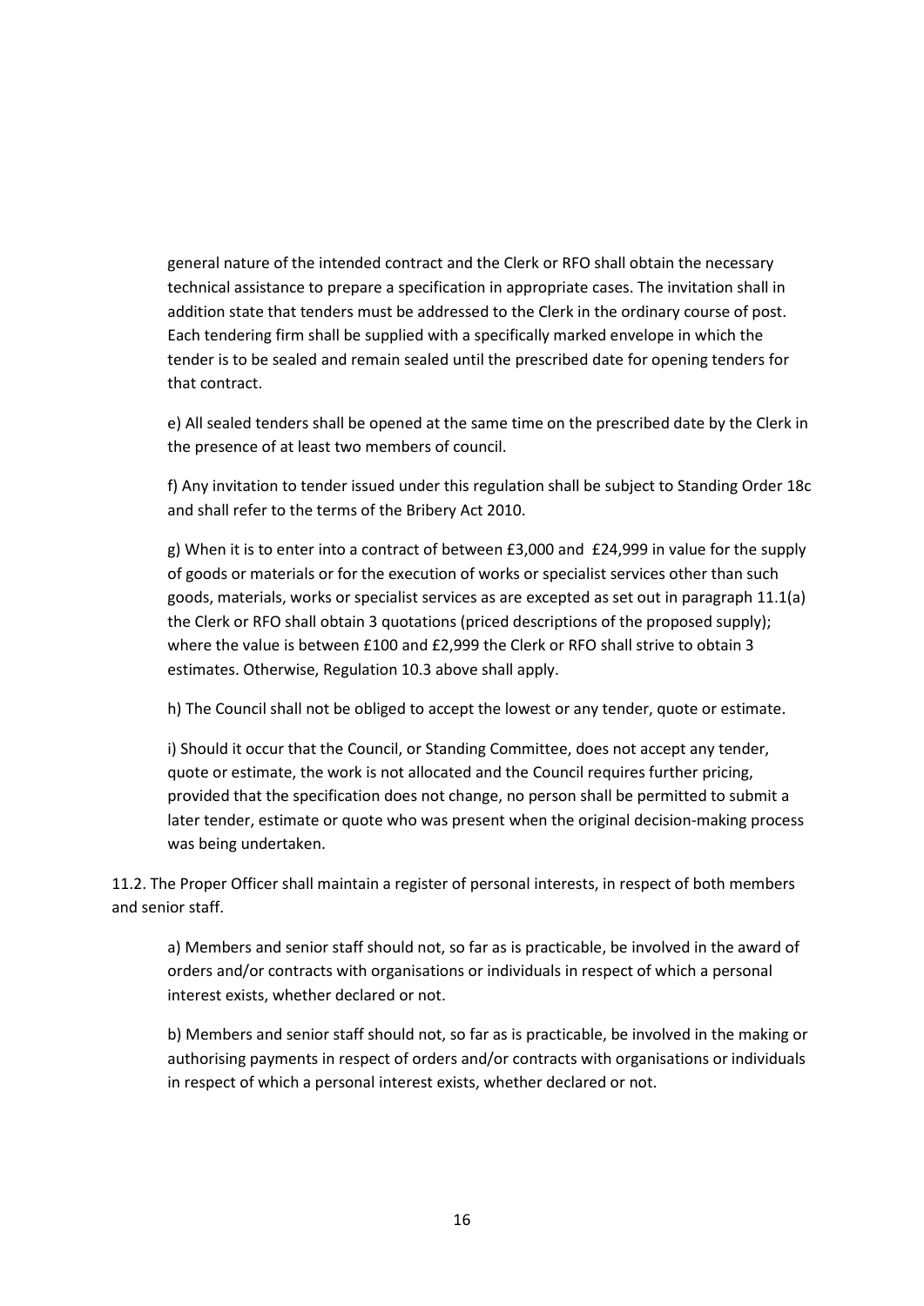general nature of the intended contract and the Clerk or RFO shall obtain the necessary technical assistance to prepare a specification in appropriate cases. The invitation shall in addition state that tenders must be addressed to the Clerk in the ordinary course of post. Each tendering firm shall be supplied with a specifically marked envelope in which the tender is to be sealed and remain sealed until the prescribed date for opening tenders for that contract.

e) All sealed tenders shall be opened at the same time on the prescribed date by the Clerk in the presence of at least two members of council.

f) Any invitation to tender issued under this regulation shall be subject to Standing Order 18c and shall refer to the terms of the Bribery Act 2010.

g) When it is to enter into a contract of between £3,000 and £24,999 in value for the supply of goods or materials or for the execution of works or specialist services other than such goods, materials, works or specialist services as are excepted as set out in paragraph 11.1(a) the Clerk or RFO shall obtain 3 quotations (priced descriptions of the proposed supply); where the value is between £100 and £2,999 the Clerk or RFO shall strive to obtain 3 estimates. Otherwise, Regulation 10.3 above shall apply.

h) The Council shall not be obliged to accept the lowest or any tender, quote or estimate.

i) Should it occur that the Council, or Standing Committee, does not accept any tender, quote or estimate, the work is not allocated and the Council requires further pricing, provided that the specification does not change, no person shall be permitted to submit a later tender, estimate or quote who was present when the original decision-making process was being undertaken.

11.2. The Proper Officer shall maintain a register of personal interests, in respect of both members and senior staff.

a) Members and senior staff should not, so far as is practicable, be involved in the award of orders and/or contracts with organisations or individuals in respect of which a personal interest exists, whether declared or not.

b) Members and senior staff should not, so far as is practicable, be involved in the making or authorising payments in respect of orders and/or contracts with organisations or individuals in respect of which a personal interest exists, whether declared or not.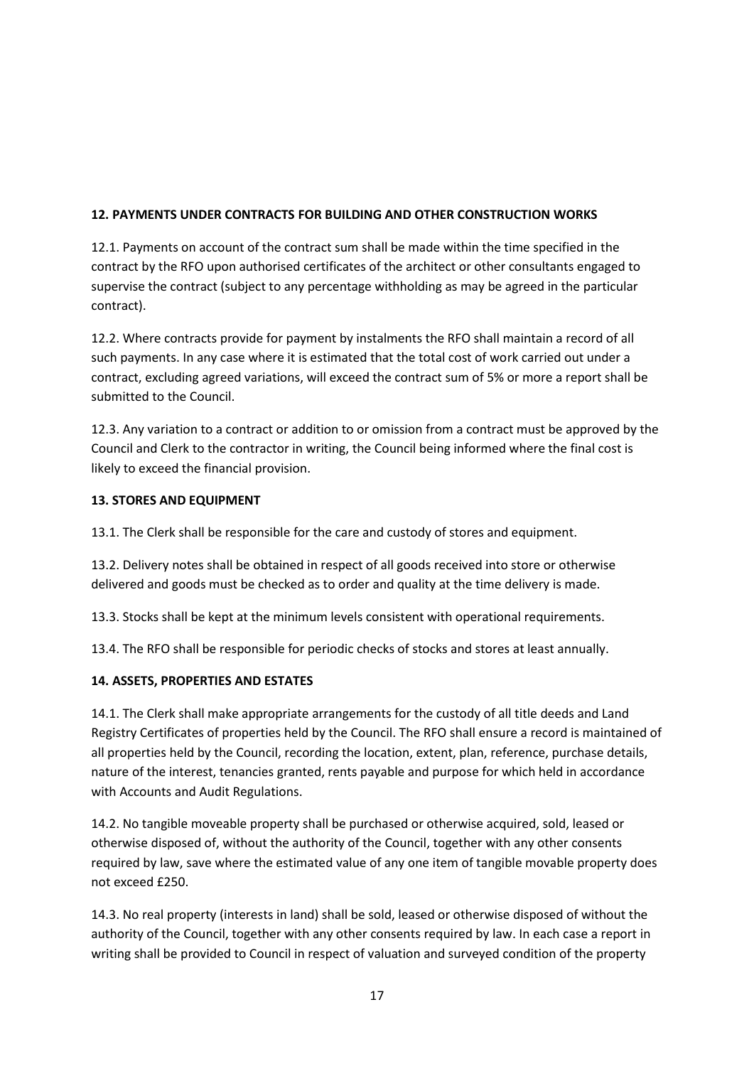**12. PAYMENTS UNDER CONTRACTS FOR BUILDING AND OTHER CONSTRUCTION WORKS**

12.1. Payments on account of the contract sum shall be made within the time specified in the contract by the RFO upon authorised certificates of the architect or other consultants engaged to supervise the contract (subject to any percentage withholding as may be agreed in the particular contract).

12.2. Where contracts provide for payment by instalments the RFO shall maintain a record of all such payments. In any case where it is estimated that the total cost of work carried out under a contract, excluding agreed variations, will exceed the contract sum of 5% or more a report shall be submitted to the Council.

12.3. Any variation to a contract or addition to or omission from a contract must be approved by the Council and Clerk to the contractor in writing, the Council being informed where the final cost is likely to exceed the financial provision.

**13. STORES AND EQUIPMENT**

13.1. The Clerk shall be responsible for the care and custody of stores and equipment.

13.2. Delivery notes shall be obtained in respect of all goods received into store or otherwise delivered and goods must be checked as to order and quality at the time delivery is made.

13.3. Stocks shall be kept at the minimum levels consistent with operational requirements.

13.4. The RFO shall be responsible for periodic checks of stocks and stores at least annually.

**14. ASSETS, PROPERTIES AND ESTATES**

14.1. The Clerk shall make appropriate arrangements for the custody of all title deeds and Land Registry Certificates of properties held by the Council. The RFO shall ensure a record is maintained of all properties held by the Council, recording the location, extent, plan, reference, purchase details, nature of the interest, tenancies granted, rents payable and purpose for which held in accordance with Accounts and Audit Regulations.

14.2. No tangible moveable property shall be purchased or otherwise acquired, sold, leased or otherwise disposed of, without the authority of the Council, together with any other consents required by law, save where the estimated value of any one item of tangible movable property does not exceed £250.

14.3. No real property (interests in land) shall be sold, leased or otherwise disposed of without the authority of the Council, together with any other consents required by law. In each case a report in writing shall be provided to Council in respect of valuation and surveyed condition of the property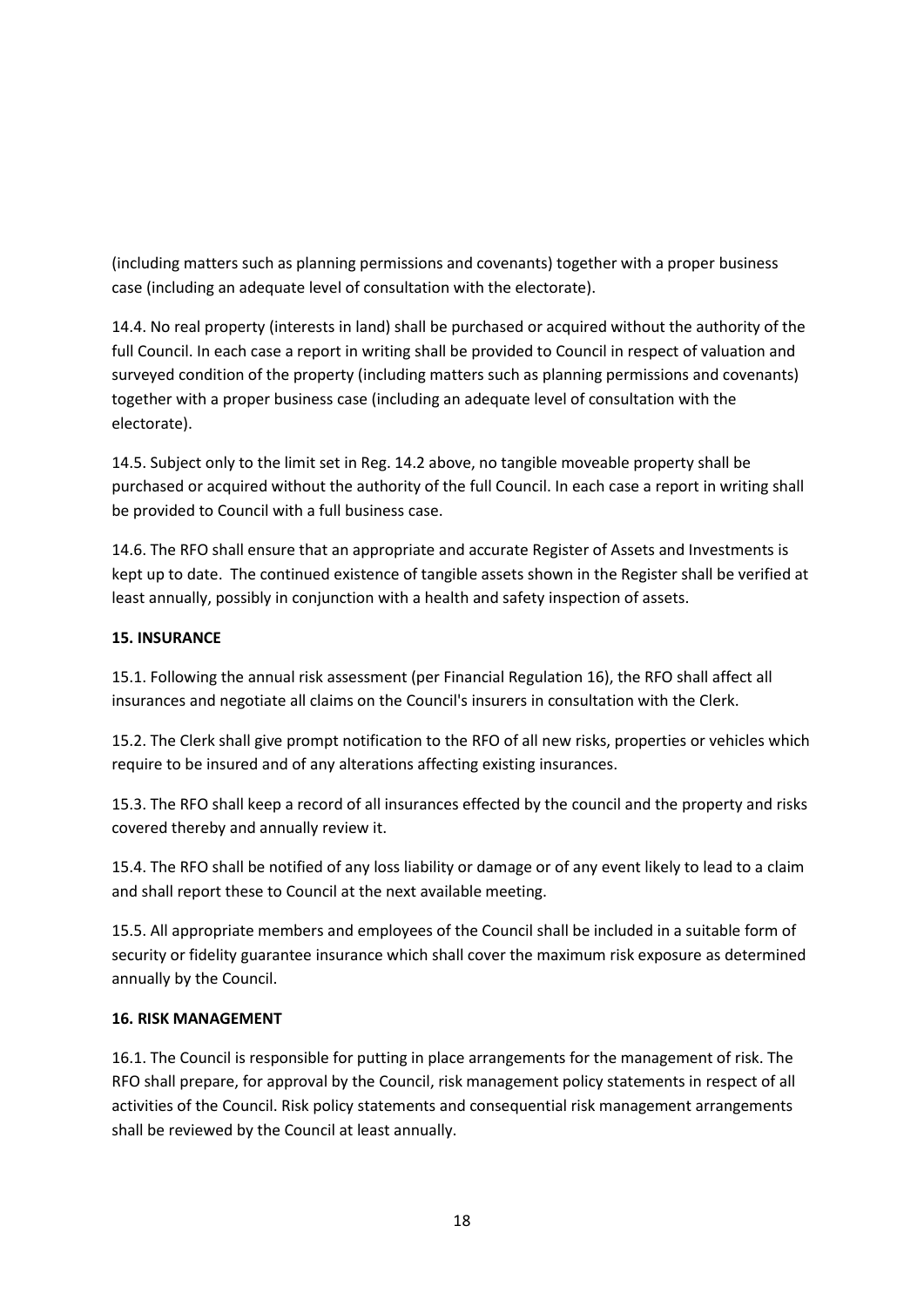(including matters such as planning permissions and covenants) together with a proper business case (including an adequate level of consultation with the electorate).

14.4. No real property (interests in land) shall be purchased or acquired without the authority of the full Council. In each case a report in writing shall be provided to Council in respect of valuation and surveyed condition of the property (including matters such as planning permissions and covenants) together with a proper business case (including an adequate level of consultation with the electorate).

14.5. Subject only to the limit set in Reg. 14.2 above, no tangible moveable property shall be purchased or acquired without the authority of the full Council. In each case a report in writing shall be provided to Council with a full business case.

14.6. The RFO shall ensure that an appropriate and accurate Register of Assets and Investments is kept up to date. The continued existence of tangible assets shown in the Register shall be verified at least annually, possibly in conjunction with a health and safety inspection of assets.

**15. INSURANCE**

15.1. Following the annual risk assessment (per Financial Regulation 16), the RFO shall affect all insurances and negotiate all claims on the Council's insurers in consultation with the Clerk.

15.2. The Clerk shall give prompt notification to the RFO of all new risks, properties or vehicles which require to be insured and of any alterations affecting existing insurances.

15.3. The RFO shall keep a record of all insurances effected by the council and the property and risks covered thereby and annually review it.

15.4. The RFO shall be notified of any loss liability or damage or of any event likely to lead to a claim and shall report these to Council at the next available meeting.

15.5. All appropriate members and employees of the Council shall be included in a suitable form of security or fidelity guarantee insurance which shall cover the maximum risk exposure as determined annually by the Council.

**16. RISK MANAGEMENT**

16.1. The Council is responsible for putting in place arrangements for the management of risk. The RFO shall prepare, for approval by the Council, risk management policy statements in respect of all activities of the Council. Risk policy statements and consequential risk management arrangements shall be reviewed by the Council at least annually.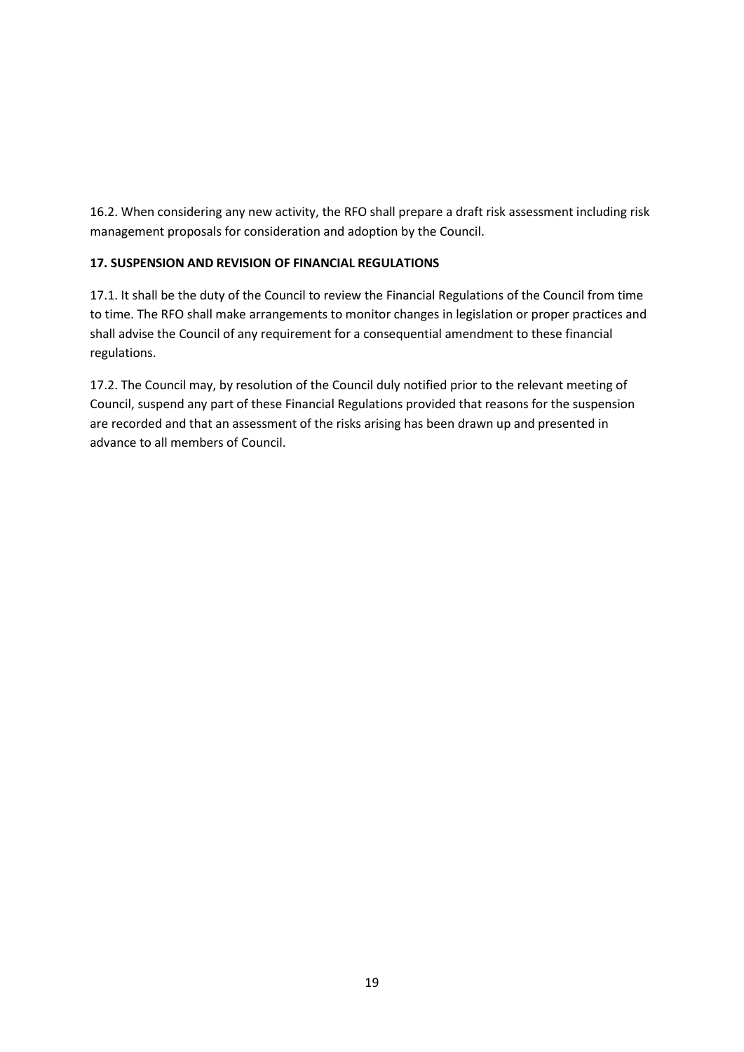16.2. When considering any new activity, the RFO shall prepare a draft risk assessment including risk management proposals for consideration and adoption by the Council.

**17. SUSPENSION AND REVISION OF FINANCIAL REGULATIONS**

17.1. It shall be the duty of the Council to review the Financial Regulations of the Council from time to time. The RFO shall make arrangements to monitor changes in legislation or proper practices and shall advise the Council of any requirement for a consequential amendment to these financial regulations.

17.2. The Council may, by resolution of the Council duly notified prior to the relevant meeting of Council, suspend any part of these Financial Regulations provided that reasons for the suspension are recorded and that an assessment of the risks arising has been drawn up and presented in advance to all members of Council.